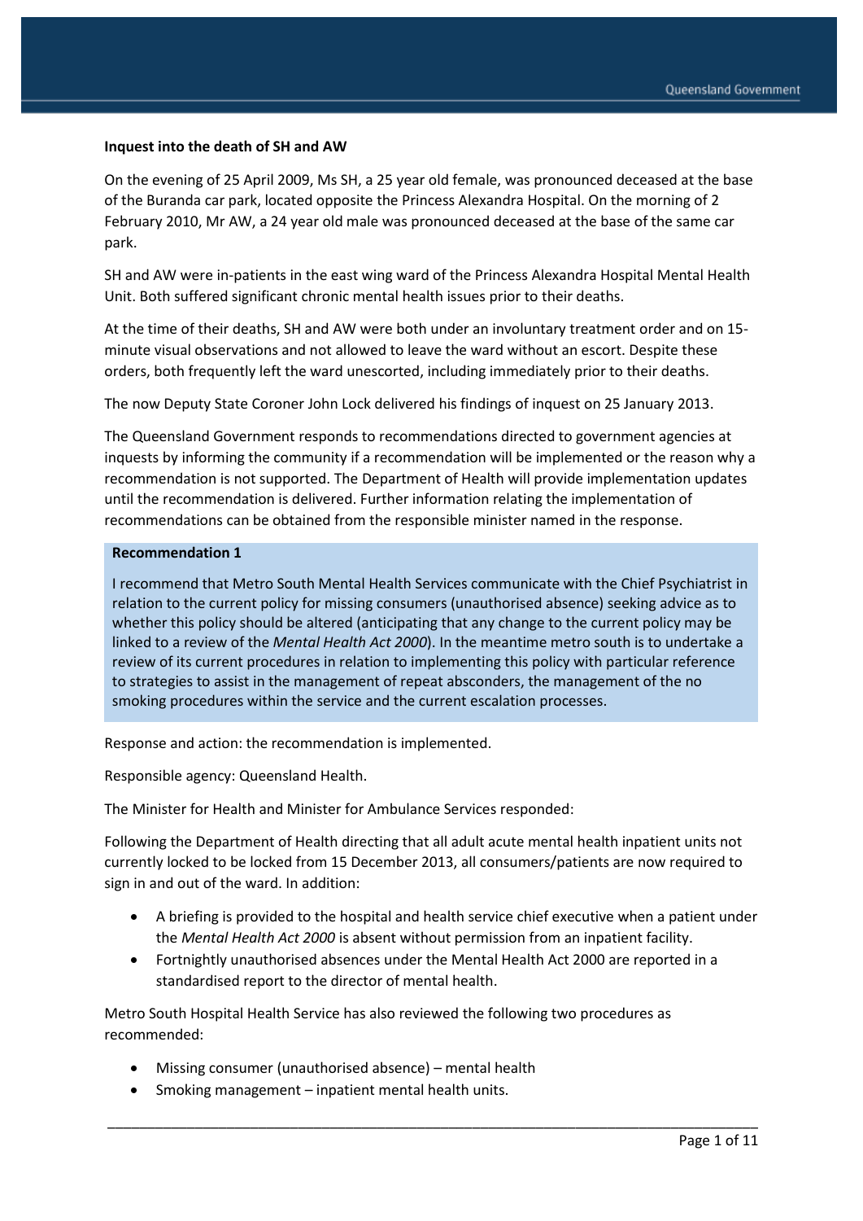**Inquest into the death of SH and AW**

On the evening of 25 April 2009, Ms SH, a 25 year old female, was pronounced deceased at the base of the Buranda car park, located opposite the Princess Alexandra Hospital. On the morning of 2 February 2010, Mr AW, a 24 year old male was pronounced deceased at the base of the same car park.

SH and AW were in-patients in the east wing ward of the Princess Alexandra Hospital Mental Health Unit. Both suffered significant chronic mental health issues prior to their deaths.

At the time of their deaths, SH and AW were both under an involuntary treatment order and on 15-minute visual observations and not allowed to leave the ward without an escort. Despite these orders, both frequently left the ward unescorted, including immediately prior to their deaths.

The now Deputy State Coroner John Lock delivered his findings of inquest on 25 January 2013.

The Queensland Government responds to recommendations directed to government agencies at inquests by informing the community if a recommendation will be implemented or the reason why a recommendation is not supported. The Department of Health will provide implementation updates until the recommendation is delivered. Further information relating the implementation of recommendations can be obtained from the responsible minister named in the response.

**Recommendation 1**

I recommend that Metro South Mental Health Services communicate with the Chief Psychiatrist in relation to the current policy for missing consumers (unauthorised absence) seeking advice as to whether this policy should be altered (anticipating that any change to the current policy may be linked to a review of the *Mental Health Act 2000*). In the meantime metro south is to undertake a review of its current procedures in relation to implementing this policy with particular reference to strategies to assist in the management of repeat absconders, the management of the no smoking procedures within the service and the current escalation processes.

Response and action: the recommendation is implemented.

Responsible agency: Queensland Health.

The Minister for Health and Minister for Ambulance Services responded:

Following the Department of Health directing that all adult acute mental health inpatient units not currently locked to be locked from 15 December 2013, all consumers/patients are now required to sign in and out of the ward. In addition:

- A briefing is provided to the hospital and health service chief executive when a patient under the *Mental Health Act 2000* is absent without permission from an inpatient facility.
- Fortnightly unauthorised absences under the Mental Health Act 2000 are reported in a standardised report to the director of mental health.

Metro South Hospital Health Service has also reviewed the following two procedures as recommended:

- Missing consumer (unauthorised absence) – mental health
- Smoking management – inpatient mental health units.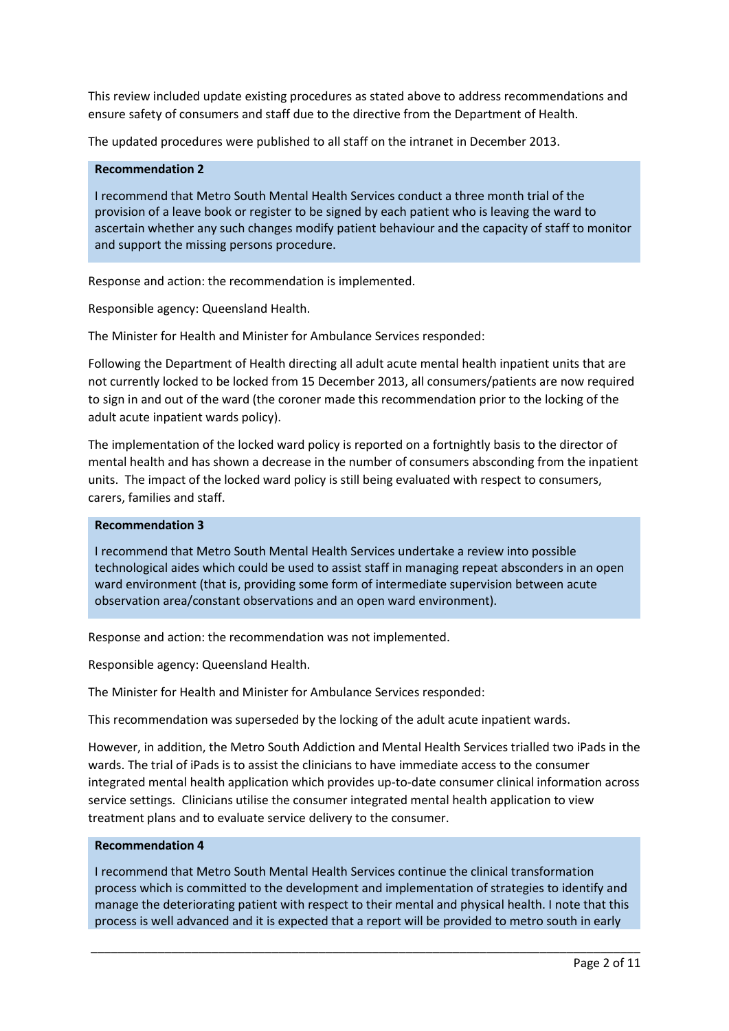This review included update existing procedures as stated above to address recommendations and ensure safety of consumers and staff due to the directive from the Department of Health.

The updated procedures were published to all staff on the intranet in December 2013.

**Recommendation 2**

I recommend that Metro South Mental Health Services conduct a three month trial of the provision of a leave book or register to be signed by each patient who is leaving the ward to ascertain whether any such changes modify patient behaviour and the capacity of staff to monitor and support the missing persons procedure.

Response and action: the recommendation is implemented.

Responsible agency: Queensland Health.

The Minister for Health and Minister for Ambulance Services responded:

Following the Department of Health directing all adult acute mental health inpatient units that are not currently locked to be locked from 15 December 2013, all consumers/patients are now required to sign in and out of the ward (the coroner made this recommendation prior to the locking of the adult acute inpatient wards policy).

The implementation of the locked ward policy is reported on a fortnightly basis to the director of mental health and has shown a decrease in the number of consumers absconding from the inpatient units. The impact of the locked ward policy is still being evaluated with respect to consumers, carers, families and staff.

**Recommendation 3**

I recommend that Metro South Mental Health Services undertake a review into possible technological aides which could be used to assist staff in managing repeat absconders in an open ward environment (that is, providing some form of intermediate supervision between acute observation area/constant observations and an open ward environment).

Response and action: the recommendation was not implemented.

Responsible agency: Queensland Health.

The Minister for Health and Minister for Ambulance Services responded:

This recommendation was superseded by the locking of the adult acute inpatient wards.

However, in addition, the Metro South Addiction and Mental Health Services trialled two iPads in the wards. The trial of iPads is to assist the clinicians to have immediate access to the consumer integrated mental health application which provides up-to-date consumer clinical information across service settings. Clinicians utilise the consumer integrated mental health application to view treatment plans and to evaluate service delivery to the consumer.

**Recommendation 4**

I recommend that Metro South Mental Health Services continue the clinical transformation process which is committed to the development and implementation of strategies to identify and manage the deteriorating patient with respect to their mental and physical health. I note that this process is well advanced and it is expected that a report will be provided to metro south in early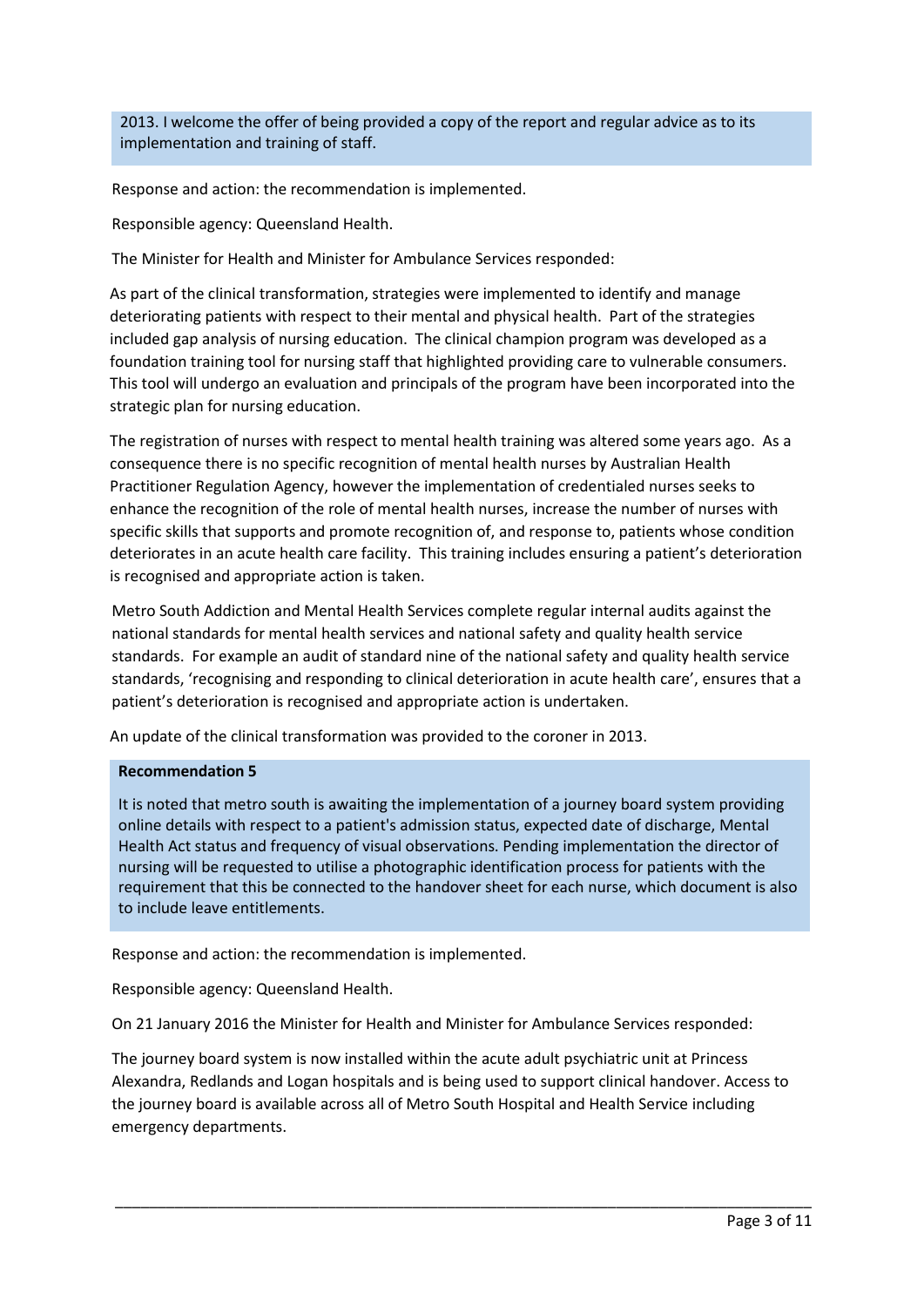2013. I welcome the offer of being provided a copy of the report and regular advice as to its implementation and training of staff.

Response and action: the recommendation is implemented.

Responsible agency: Queensland Health.

The Minister for Health and Minister for Ambulance Services responded:

As part of the clinical transformation, strategies were implemented to identify and manage deteriorating patients with respect to their mental and physical health. Part of the strategies included gap analysis of nursing education. The clinical champion program was developed as a foundation training tool for nursing staff that highlighted providing care to vulnerable consumers. This tool will undergo an evaluation and principals of the program have been incorporated into the strategic plan for nursing education.

The registration of nurses with respect to mental health training was altered some years ago. As a consequence there is no specific recognition of mental health nurses by Australian Health Practitioner Regulation Agency, however the implementation of credentialed nurses seeks to enhance the recognition of the role of mental health nurses, increase the number of nurses with specific skills that supports and promote recognition of, and response to, patients whose condition deteriorates in an acute health care facility. This training includes ensuring a patient's deterioration is recognised and appropriate action is taken.

Metro South Addiction and Mental Health Services complete regular internal audits against the national standards for mental health services and national safety and quality health service standards. For example an audit of standard nine of the national safety and quality health service standards, 'recognising and responding to clinical deterioration in acute health care', ensures that a patient's deterioration is recognised and appropriate action is undertaken.

An update of the clinical transformation was provided to the coroner in 2013.

**Recommendation 5**

It is noted that metro south is awaiting the implementation of a journey board system providing online details with respect to a patient's admission status, expected date of discharge, Mental Health Act status and frequency of visual observations. Pending implementation the director of nursing will be requested to utilise a photographic identification process for patients with the requirement that this be connected to the handover sheet for each nurse, which document is also to include leave entitlements.

Response and action: the recommendation is implemented.

Responsible agency: Queensland Health.

On 21 January 2016 the Minister for Health and Minister for Ambulance Services responded:

The journey board system is now installed within the acute adult psychiatric unit at Princess Alexandra, Redlands and Logan hospitals and is being used to support clinical handover. Access to the journey board is available across all of Metro South Hospital and Health Service including emergency departments.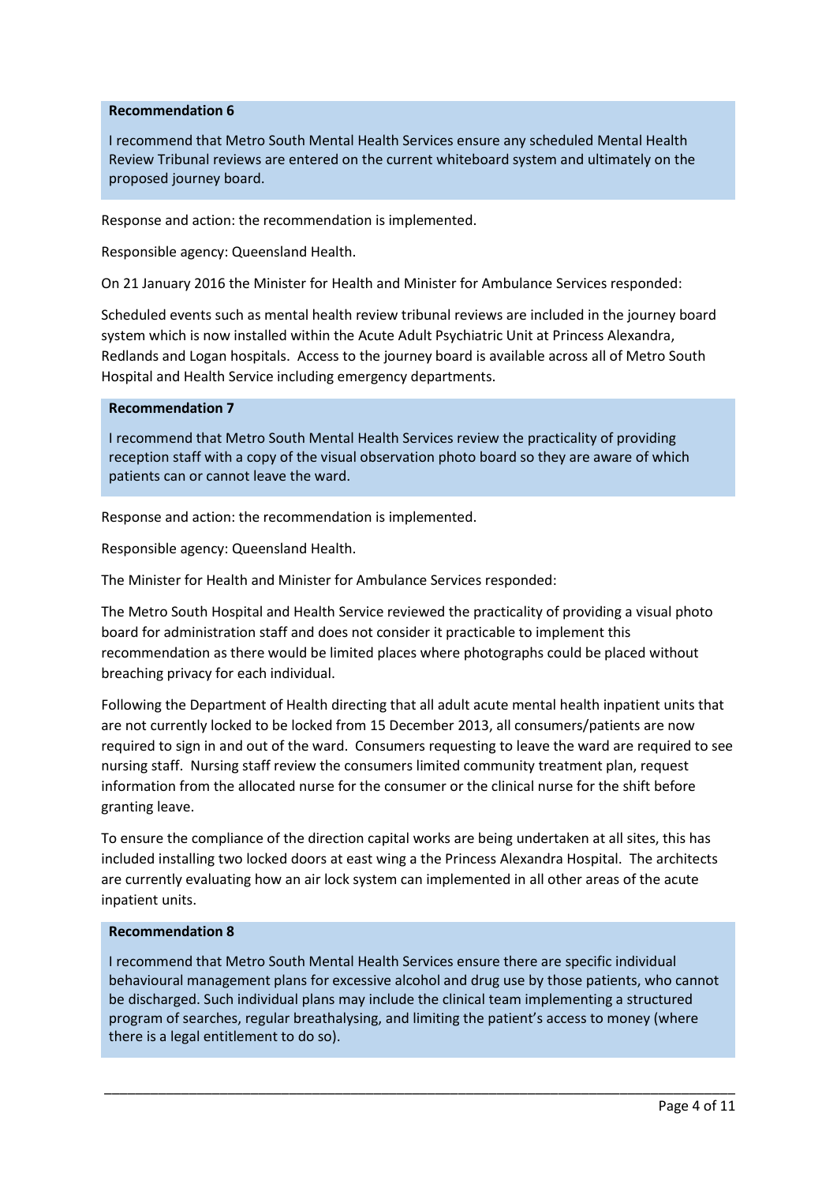**Recommendation 6**

I recommend that Metro South Mental Health Services ensure any scheduled Mental Health Review Tribunal reviews are entered on the current whiteboard system and ultimately on the proposed journey board.

Response and action: the recommendation is implemented.

Responsible agency: Queensland Health.

On 21 January 2016 the Minister for Health and Minister for Ambulance Services responded:

Scheduled events such as mental health review tribunal reviews are included in the journey board system which is now installed within the Acute Adult Psychiatric Unit at Princess Alexandra, Redlands and Logan hospitals. Access to the journey board is available across all of Metro South Hospital and Health Service including emergency departments.

**Recommendation 7**

I recommend that Metro South Mental Health Services review the practicality of providing reception staff with a copy of the visual observation photo board so they are aware of which patients can or cannot leave the ward.

Response and action: the recommendation is implemented.

Responsible agency: Queensland Health.

The Minister for Health and Minister for Ambulance Services responded:

The Metro South Hospital and Health Service reviewed the practicality of providing a visual photo board for administration staff and does not consider it practicable to implement this recommendation as there would be limited places where photographs could be placed without breaching privacy for each individual.

Following the Department of Health directing that all adult acute mental health inpatient units that are not currently locked to be locked from 15 December 2013, all consumers/patients are now required to sign in and out of the ward. Consumers requesting to leave the ward are required to see nursing staff. Nursing staff review the consumers limited community treatment plan, request information from the allocated nurse for the consumer or the clinical nurse for the shift before granting leave.

To ensure the compliance of the direction capital works are being undertaken at all sites, this has included installing two locked doors at east wing a the Princess Alexandra Hospital. The architects are currently evaluating how an air lock system can implemented in all other areas of the acute inpatient units.

**Recommendation 8**

I recommend that Metro South Mental Health Services ensure there are specific individual behavioural management plans for excessive alcohol and drug use by those patients, who cannot be discharged. Such individual plans may include the clinical team implementing a structured program of searches, regular breathalysing, and limiting the patient's access to money (where there is a legal entitlement to do so).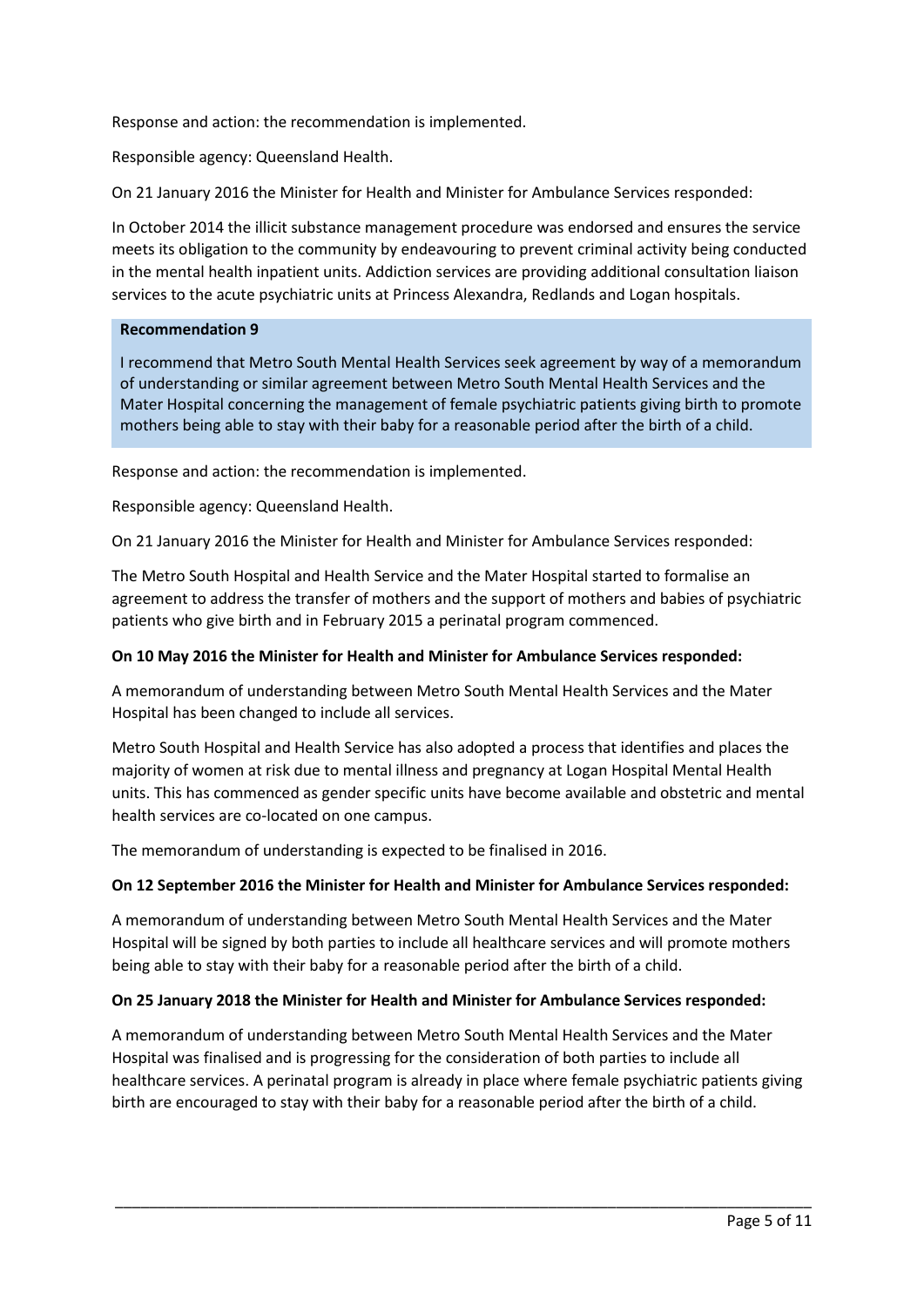Response and action: the recommendation is implemented.

Responsible agency: Queensland Health.

On 21 January 2016 the Minister for Health and Minister for Ambulance Services responded:

In October 2014 the illicit substance management procedure was endorsed and ensures the service meets its obligation to the community by endeavouring to prevent criminal activity being conducted in the mental health inpatient units. Addiction services are providing additional consultation liaison services to the acute psychiatric units at Princess Alexandra, Redlands and Logan hospitals.

> **Recommendation 9**
>
> I recommend that Metro South Mental Health Services seek agreement by way of a memorandum of understanding or similar agreement between Metro South Mental Health Services and the Mater Hospital concerning the management of female psychiatric patients giving birth to promote mothers being able to stay with their baby for a reasonable period after the birth of a child.

Response and action: the recommendation is implemented.

Responsible agency: Queensland Health.

On 21 January 2016 the Minister for Health and Minister for Ambulance Services responded:

The Metro South Hospital and Health Service and the Mater Hospital started to formalise an agreement to address the transfer of mothers and the support of mothers and babies of psychiatric patients who give birth and in February 2015 a perinatal program commenced.

**On 10 May 2016 the Minister for Health and Minister for Ambulance Services responded:**

A memorandum of understanding between Metro South Mental Health Services and the Mater Hospital has been changed to include all services.

Metro South Hospital and Health Service has also adopted a process that identifies and places the majority of women at risk due to mental illness and pregnancy at Logan Hospital Mental Health units. This has commenced as gender specific units have become available and obstetric and mental health services are co-located on one campus.

The memorandum of understanding is expected to be finalised in 2016.

**On 12 September 2016 the Minister for Health and Minister for Ambulance Services responded:**

A memorandum of understanding between Metro South Mental Health Services and the Mater Hospital will be signed by both parties to include all healthcare services and will promote mothers being able to stay with their baby for a reasonable period after the birth of a child.

**On 25 January 2018 the Minister for Health and Minister for Ambulance Services responded:**

A memorandum of understanding between Metro South Mental Health Services and the Mater Hospital was finalised and is progressing for the consideration of both parties to include all healthcare services. A perinatal program is already in place where female psychiatric patients giving birth are encouraged to stay with their baby for a reasonable period after the birth of a child.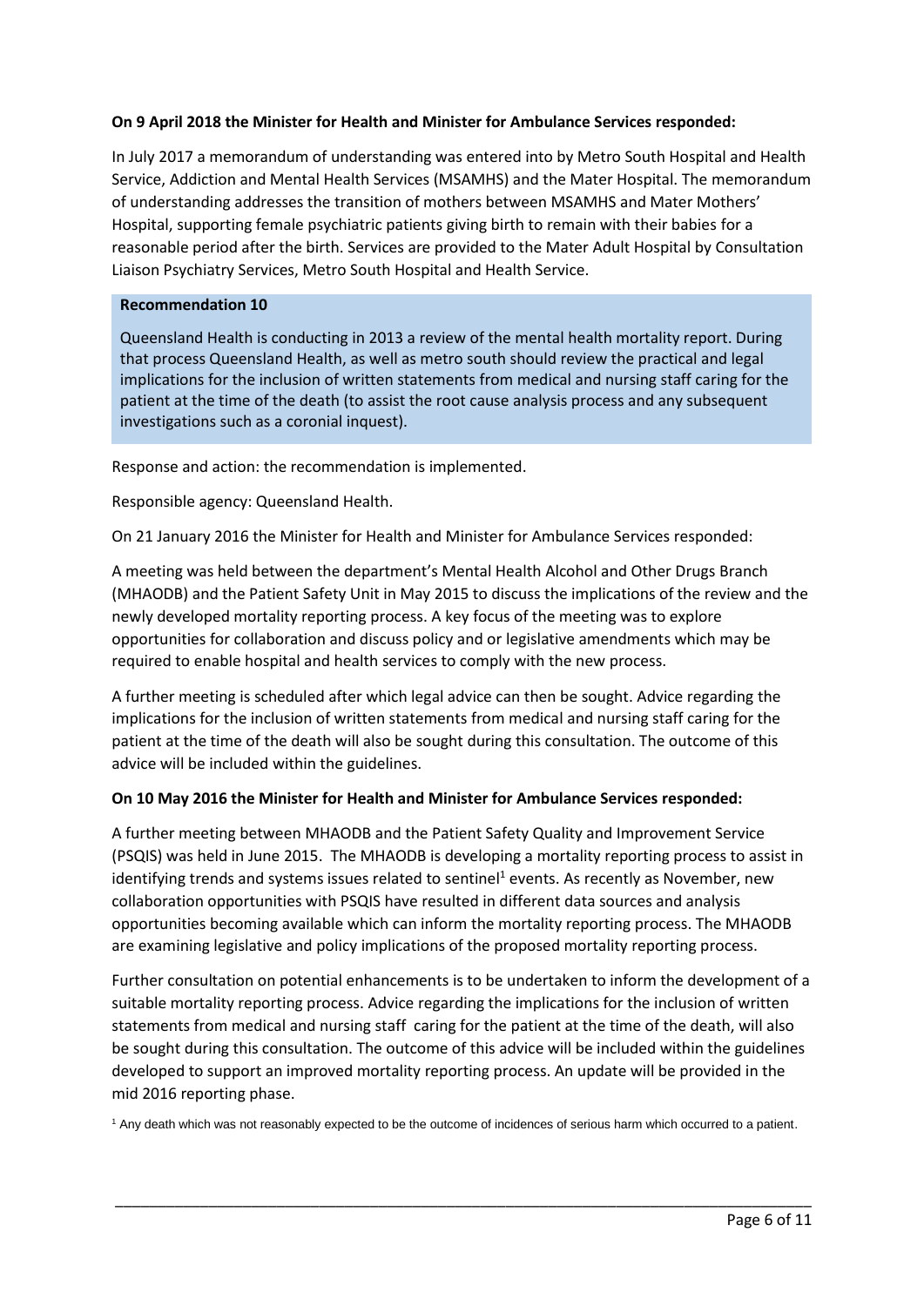**On 9 April 2018 the Minister for Health and Minister for Ambulance Services responded:**

In July 2017 a memorandum of understanding was entered into by Metro South Hospital and Health Service, Addiction and Mental Health Services (MSAMHS) and the Mater Hospital. The memorandum of understanding addresses the transition of mothers between MSAMHS and Mater Mothers' Hospital, supporting female psychiatric patients giving birth to remain with their babies for a reasonable period after the birth. Services are provided to the Mater Adult Hospital by Consultation Liaison Psychiatry Services, Metro South Hospital and Health Service.

**Recommendation 10**

Queensland Health is conducting in 2013 a review of the mental health mortality report. During that process Queensland Health, as well as metro south should review the practical and legal implications for the inclusion of written statements from medical and nursing staff caring for the patient at the time of the death (to assist the root cause analysis process and any subsequent investigations such as a coronial inquest).

Response and action: the recommendation is implemented.

Responsible agency: Queensland Health.

On 21 January 2016 the Minister for Health and Minister for Ambulance Services responded:

A meeting was held between the department's Mental Health Alcohol and Other Drugs Branch (MHAODB) and the Patient Safety Unit in May 2015 to discuss the implications of the review and the newly developed mortality reporting process. A key focus of the meeting was to explore opportunities for collaboration and discuss policy and or legislative amendments which may be required to enable hospital and health services to comply with the new process.

A further meeting is scheduled after which legal advice can then be sought. Advice regarding the implications for the inclusion of written statements from medical and nursing staff caring for the patient at the time of the death will also be sought during this consultation. The outcome of this advice will be included within the guidelines.

**On 10 May 2016 the Minister for Health and Minister for Ambulance Services responded:**

A further meeting between MHAODB and the Patient Safety Quality and Improvement Service (PSQIS) was held in June 2015. The MHAODB is developing a mortality reporting process to assist in identifying trends and systems issues related to sentinel[1] events. As recently as November, new collaboration opportunities with PSQIS have resulted in different data sources and analysis opportunities becoming available which can inform the mortality reporting process. The MHAODB are examining legislative and policy implications of the proposed mortality reporting process.

Further consultation on potential enhancements is to be undertaken to inform the development of a suitable mortality reporting process. Advice regarding the implications for the inclusion of written statements from medical and nursing staff caring for the patient at the time of the death, will also be sought during this consultation. The outcome of this advice will be included within the guidelines developed to support an improved mortality reporting process. An update will be provided in the mid 2016 reporting phase.

[1] Any death which was not reasonably expected to be the outcome of incidences of serious harm which occurred to a patient.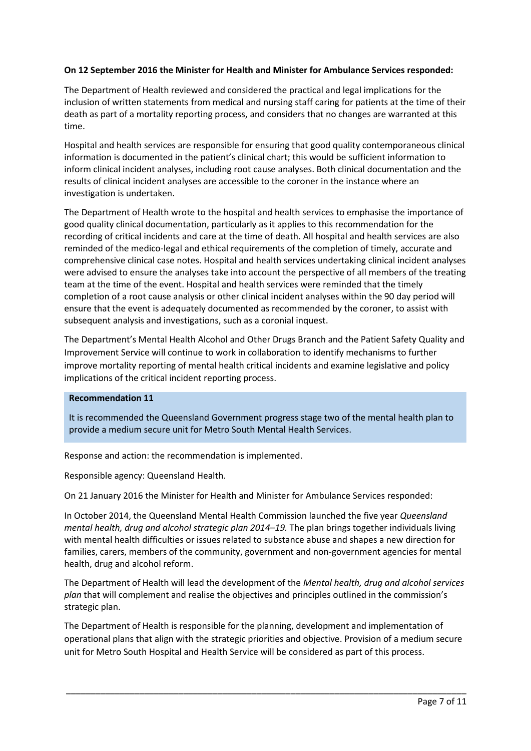**On 12 September 2016 the Minister for Health and Minister for Ambulance Services responded:**

The Department of Health reviewed and considered the practical and legal implications for the inclusion of written statements from medical and nursing staff caring for patients at the time of their death as part of a mortality reporting process, and considers that no changes are warranted at this time.

Hospital and health services are responsible for ensuring that good quality contemporaneous clinical information is documented in the patient's clinical chart; this would be sufficient information to inform clinical incident analyses, including root cause analyses. Both clinical documentation and the results of clinical incident analyses are accessible to the coroner in the instance where an investigation is undertaken.

The Department of Health wrote to the hospital and health services to emphasise the importance of good quality clinical documentation, particularly as it applies to this recommendation for the recording of critical incidents and care at the time of death. All hospital and health services are also reminded of the medico-legal and ethical requirements of the completion of timely, accurate and comprehensive clinical case notes. Hospital and health services undertaking clinical incident analyses were advised to ensure the analyses take into account the perspective of all members of the treating team at the time of the event. Hospital and health services were reminded that the timely completion of a root cause analysis or other clinical incident analyses within the 90 day period will ensure that the event is adequately documented as recommended by the coroner, to assist with subsequent analysis and investigations, such as a coronial inquest.

The Department's Mental Health Alcohol and Other Drugs Branch and the Patient Safety Quality and Improvement Service will continue to work in collaboration to identify mechanisms to further improve mortality reporting of mental health critical incidents and examine legislative and policy implications of the critical incident reporting process.

**Recommendation 11**

It is recommended the Queensland Government progress stage two of the mental health plan to provide a medium secure unit for Metro South Mental Health Services.

Response and action: the recommendation is implemented.

Responsible agency: Queensland Health.

On 21 January 2016 the Minister for Health and Minister for Ambulance Services responded:

In October 2014, the Queensland Mental Health Commission launched the five year *Queensland mental health, drug and alcohol strategic plan 2014–19.* The plan brings together individuals living with mental health difficulties or issues related to substance abuse and shapes a new direction for families, carers, members of the community, government and non-government agencies for mental health, drug and alcohol reform.

The Department of Health will lead the development of the *Mental health, drug and alcohol services plan* that will complement and realise the objectives and principles outlined in the commission's strategic plan.

The Department of Health is responsible for the planning, development and implementation of operational plans that align with the strategic priorities and objective. Provision of a medium secure unit for Metro South Hospital and Health Service will be considered as part of this process.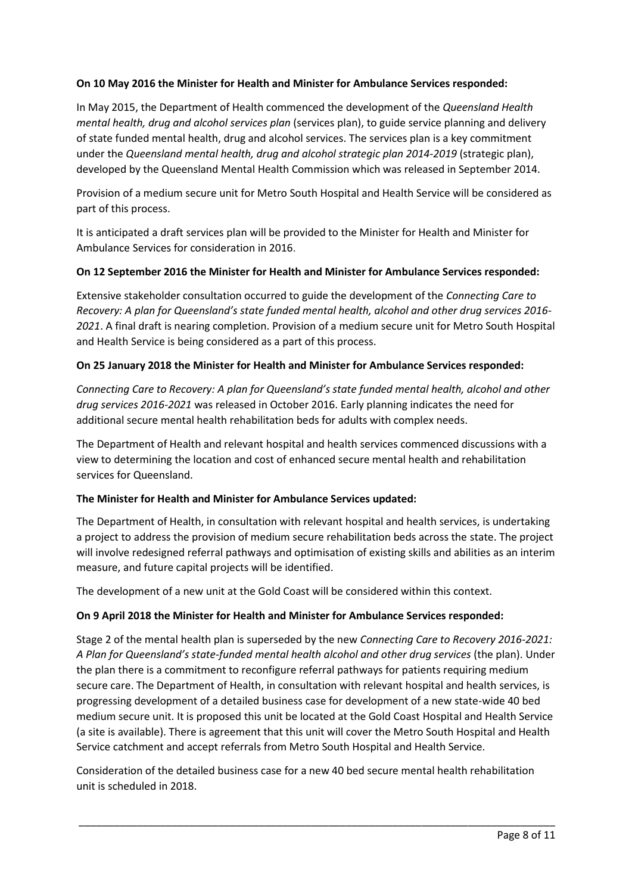**On 10 May 2016 the Minister for Health and Minister for Ambulance Services responded:**

In May 2015, the Department of Health commenced the development of the *Queensland Health mental health, drug and alcohol services plan* (services plan), to guide service planning and delivery of state funded mental health, drug and alcohol services. The services plan is a key commitment under the *Queensland mental health, drug and alcohol strategic plan 2014-2019* (strategic plan), developed by the Queensland Mental Health Commission which was released in September 2014.

Provision of a medium secure unit for Metro South Hospital and Health Service will be considered as part of this process.

It is anticipated a draft services plan will be provided to the Minister for Health and Minister for Ambulance Services for consideration in 2016.

**On 12 September 2016 the Minister for Health and Minister for Ambulance Services responded:**

Extensive stakeholder consultation occurred to guide the development of the *Connecting Care to Recovery: A plan for Queensland's state funded mental health, alcohol and other drug services 2016-2021*. A final draft is nearing completion. Provision of a medium secure unit for Metro South Hospital and Health Service is being considered as a part of this process.

**On 25 January 2018 the Minister for Health and Minister for Ambulance Services responded:**

*Connecting Care to Recovery: A plan for Queensland's state funded mental health, alcohol and other drug services 2016-2021* was released in October 2016. Early planning indicates the need for additional secure mental health rehabilitation beds for adults with complex needs.

The Department of Health and relevant hospital and health services commenced discussions with a view to determining the location and cost of enhanced secure mental health and rehabilitation services for Queensland.

**The Minister for Health and Minister for Ambulance Services updated:**

The Department of Health, in consultation with relevant hospital and health services, is undertaking a project to address the provision of medium secure rehabilitation beds across the state. The project will involve redesigned referral pathways and optimisation of existing skills and abilities as an interim measure, and future capital projects will be identified.

The development of a new unit at the Gold Coast will be considered within this context.

**On 9 April 2018 the Minister for Health and Minister for Ambulance Services responded:**

Stage 2 of the mental health plan is superseded by the new *Connecting Care to Recovery 2016-2021: A Plan for Queensland's state-funded mental health alcohol and other drug services* (the plan). Under the plan there is a commitment to reconfigure referral pathways for patients requiring medium secure care. The Department of Health, in consultation with relevant hospital and health services, is progressing development of a detailed business case for development of a new state-wide 40 bed medium secure unit. It is proposed this unit be located at the Gold Coast Hospital and Health Service (a site is available). There is agreement that this unit will cover the Metro South Hospital and Health Service catchment and accept referrals from Metro South Hospital and Health Service.

Consideration of the detailed business case for a new 40 bed secure mental health rehabilitation unit is scheduled in 2018.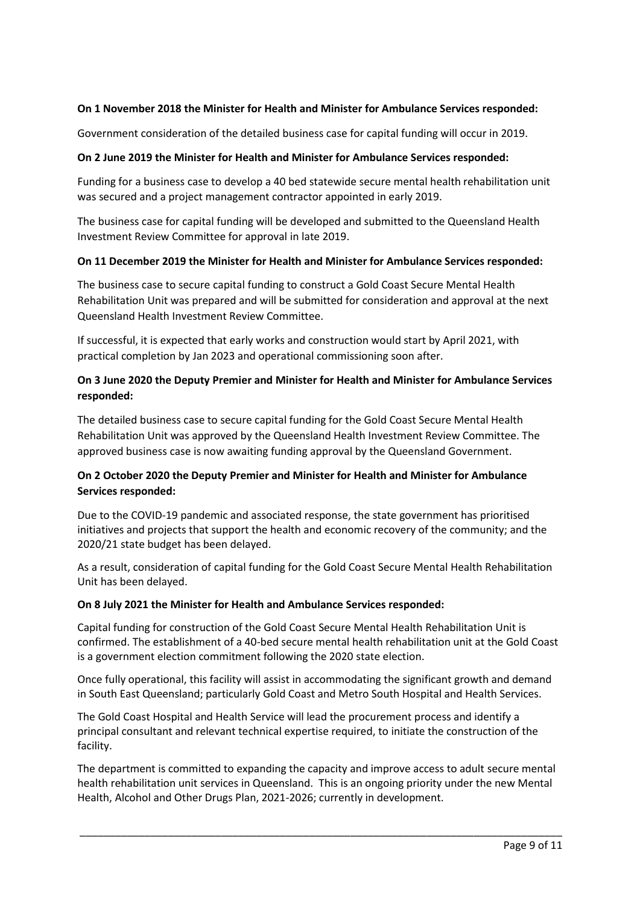**On 1 November 2018 the Minister for Health and Minister for Ambulance Services responded:**

Government consideration of the detailed business case for capital funding will occur in 2019.

**On 2 June 2019 the Minister for Health and Minister for Ambulance Services responded:**

Funding for a business case to develop a 40 bed statewide secure mental health rehabilitation unit was secured and a project management contractor appointed in early 2019.

The business case for capital funding will be developed and submitted to the Queensland Health Investment Review Committee for approval in late 2019.

**On 11 December 2019 the Minister for Health and Minister for Ambulance Services responded:**

The business case to secure capital funding to construct a Gold Coast Secure Mental Health Rehabilitation Unit was prepared and will be submitted for consideration and approval at the next Queensland Health Investment Review Committee.

If successful, it is expected that early works and construction would start by April 2021, with practical completion by Jan 2023 and operational commissioning soon after.

**On 3 June 2020 the Deputy Premier and Minister for Health and Minister for Ambulance Services responded:**

The detailed business case to secure capital funding for the Gold Coast Secure Mental Health Rehabilitation Unit was approved by the Queensland Health Investment Review Committee. The approved business case is now awaiting funding approval by the Queensland Government.

**On 2 October 2020 the Deputy Premier and Minister for Health and Minister for Ambulance Services responded:**

Due to the COVID-19 pandemic and associated response, the state government has prioritised initiatives and projects that support the health and economic recovery of the community; and the 2020/21 state budget has been delayed.

As a result, consideration of capital funding for the Gold Coast Secure Mental Health Rehabilitation Unit has been delayed.

**On 8 July 2021 the Minister for Health and Ambulance Services responded:**

Capital funding for construction of the Gold Coast Secure Mental Health Rehabilitation Unit is confirmed. The establishment of a 40-bed secure mental health rehabilitation unit at the Gold Coast is a government election commitment following the 2020 state election.

Once fully operational, this facility will assist in accommodating the significant growth and demand in South East Queensland; particularly Gold Coast and Metro South Hospital and Health Services.

The Gold Coast Hospital and Health Service will lead the procurement process and identify a principal consultant and relevant technical expertise required, to initiate the construction of the facility.

The department is committed to expanding the capacity and improve access to adult secure mental health rehabilitation unit services in Queensland. This is an ongoing priority under the new Mental Health, Alcohol and Other Drugs Plan, 2021-2026; currently in development.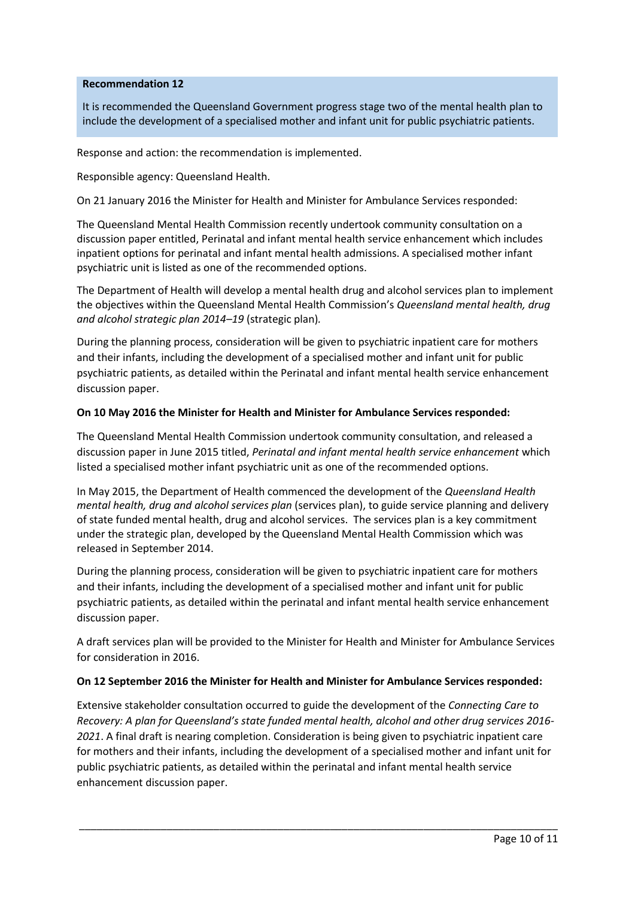**Recommendation 12**

It is recommended the Queensland Government progress stage two of the mental health plan to include the development of a specialised mother and infant unit for public psychiatric patients.

Response and action: the recommendation is implemented.

Responsible agency: Queensland Health.

On 21 January 2016 the Minister for Health and Minister for Ambulance Services responded:

The Queensland Mental Health Commission recently undertook community consultation on a discussion paper entitled, Perinatal and infant mental health service enhancement which includes inpatient options for perinatal and infant mental health admissions. A specialised mother infant psychiatric unit is listed as one of the recommended options.

The Department of Health will develop a mental health drug and alcohol services plan to implement the objectives within the Queensland Mental Health Commission's *Queensland mental health, drug and alcohol strategic plan 2014–19* (strategic plan).

During the planning process, consideration will be given to psychiatric inpatient care for mothers and their infants, including the development of a specialised mother and infant unit for public psychiatric patients, as detailed within the Perinatal and infant mental health service enhancement discussion paper.

**On 10 May 2016 the Minister for Health and Minister for Ambulance Services responded:**

The Queensland Mental Health Commission undertook community consultation, and released a discussion paper in June 2015 titled, *Perinatal and infant mental health service enhancement* which listed a specialised mother infant psychiatric unit as one of the recommended options.

In May 2015, the Department of Health commenced the development of the *Queensland Health mental health, drug and alcohol services plan* (services plan), to guide service planning and delivery of state funded mental health, drug and alcohol services. The services plan is a key commitment under the strategic plan, developed by the Queensland Mental Health Commission which was released in September 2014.

During the planning process, consideration will be given to psychiatric inpatient care for mothers and their infants, including the development of a specialised mother and infant unit for public psychiatric patients, as detailed within the perinatal and infant mental health service enhancement discussion paper.

A draft services plan will be provided to the Minister for Health and Minister for Ambulance Services for consideration in 2016.

**On 12 September 2016 the Minister for Health and Minister for Ambulance Services responded:**

Extensive stakeholder consultation occurred to guide the development of the *Connecting Care to Recovery: A plan for Queensland's state funded mental health, alcohol and other drug services 2016-2021*. A final draft is nearing completion. Consideration is being given to psychiatric inpatient care for mothers and their infants, including the development of a specialised mother and infant unit for public psychiatric patients, as detailed within the perinatal and infant mental health service enhancement discussion paper.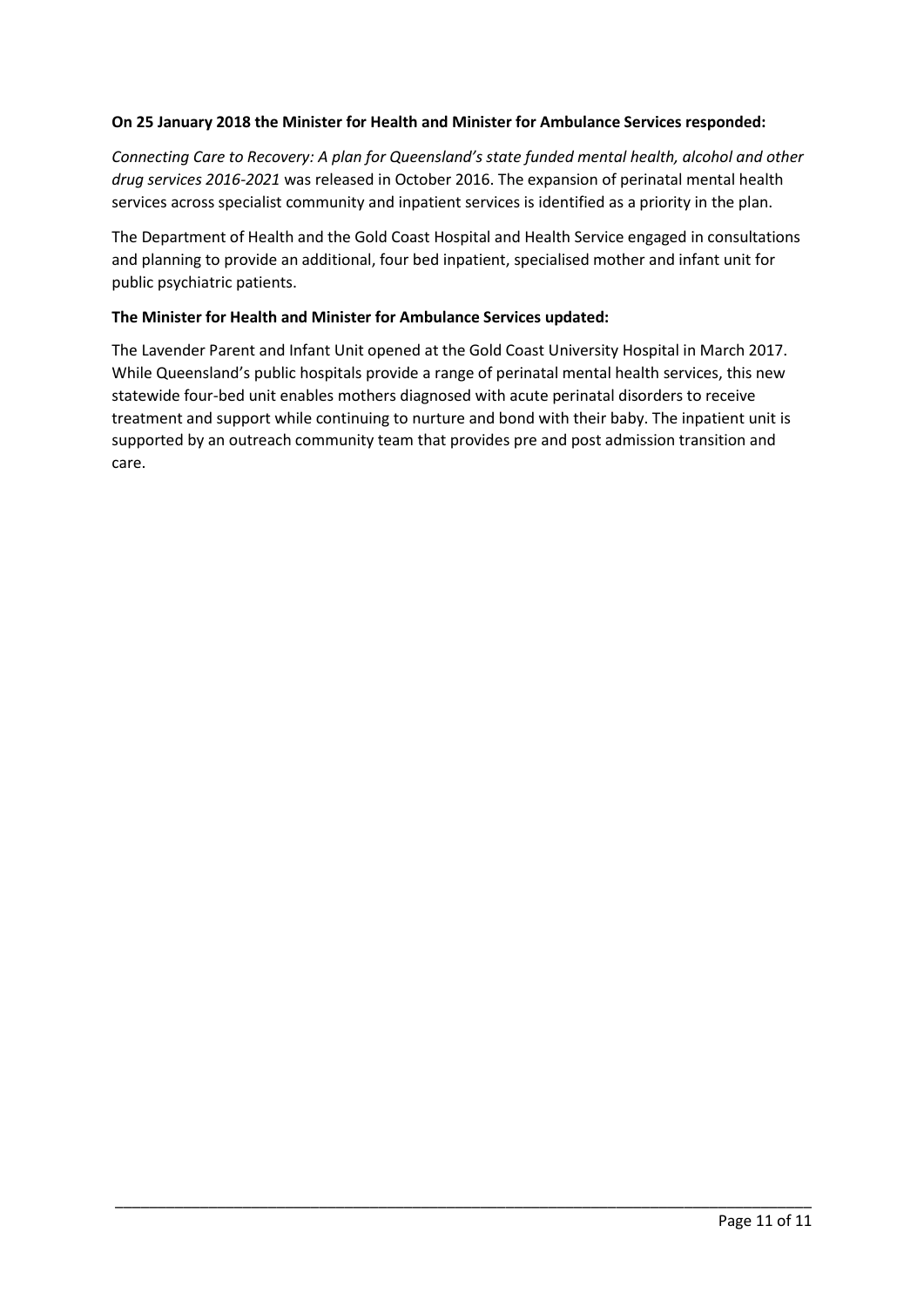**On 25 January 2018 the Minister for Health and Minister for Ambulance Services responded:**

*Connecting Care to Recovery: A plan for Queensland's state funded mental health, alcohol and other drug services 2016-2021* was released in October 2016. The expansion of perinatal mental health services across specialist community and inpatient services is identified as a priority in the plan.

The Department of Health and the Gold Coast Hospital and Health Service engaged in consultations and planning to provide an additional, four bed inpatient, specialised mother and infant unit for public psychiatric patients.

**The Minister for Health and Minister for Ambulance Services updated:**

The Lavender Parent and Infant Unit opened at the Gold Coast University Hospital in March 2017. While Queensland's public hospitals provide a range of perinatal mental health services, this new statewide four-bed unit enables mothers diagnosed with acute perinatal disorders to receive treatment and support while continuing to nurture and bond with their baby. The inpatient unit is supported by an outreach community team that provides pre and post admission transition and care.